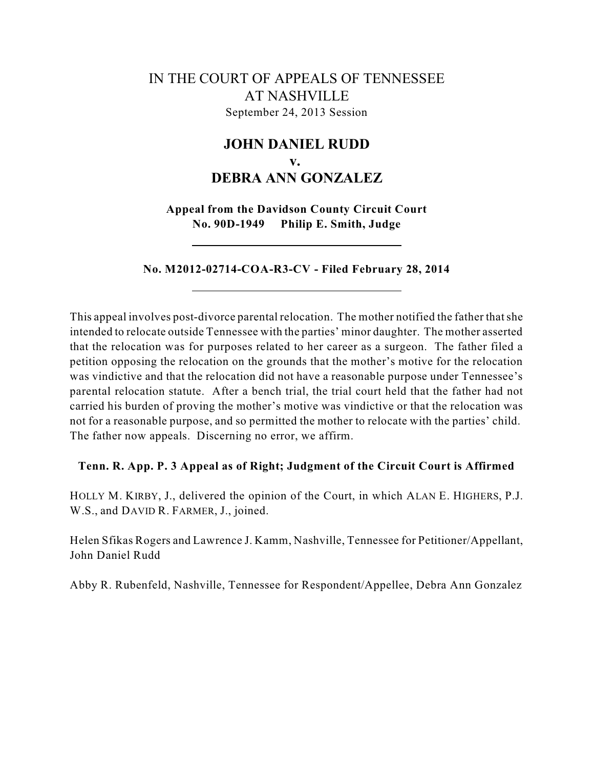# IN THE COURT OF APPEALS OF TENNESSEE AT NASHVILLE

September 24, 2013 Session

## JOHN DANIEL RUDD v. DEBRA ANN GONZALEZ

**Appeal from the Davidson County Circuit Court**
**No. 90D-1949 Philip E. Smith, Judge**

---

**No. M2012-02714-COA-R3-CV - Filed February 28, 2014**

---

This appeal involves post-divorce parental relocation. The mother notified the father that she intended to relocate outside Tennessee with the parties' minor daughter. The mother asserted that the relocation was for purposes related to her career as a surgeon. The father filed a petition opposing the relocation on the grounds that the mother's motive for the relocation was vindictive and that the relocation did not have a reasonable purpose under Tennessee's parental relocation statute. After a bench trial, the trial court held that the father had not carried his burden of proving the mother's motive was vindictive or that the relocation was not for a reasonable purpose, and so permitted the mother to relocate with the parties' child. The father now appeals. Discerning no error, we affirm.

**Tenn. R. App. P. 3 Appeal as of Right; Judgment of the Circuit Court is Affirmed**

HOLLY M. KIRBY, J., delivered the opinion of the Court, in which ALAN E. HIGHERS, P.J. W.S., and DAVID R. FARMER, J., joined.

Helen Sfikas Rogers and Lawrence J. Kamm, Nashville, Tennessee for Petitioner/Appellant, John Daniel Rudd

Abby R. Rubenfeld, Nashville, Tennessee for Respondent/Appellee, Debra Ann Gonzalez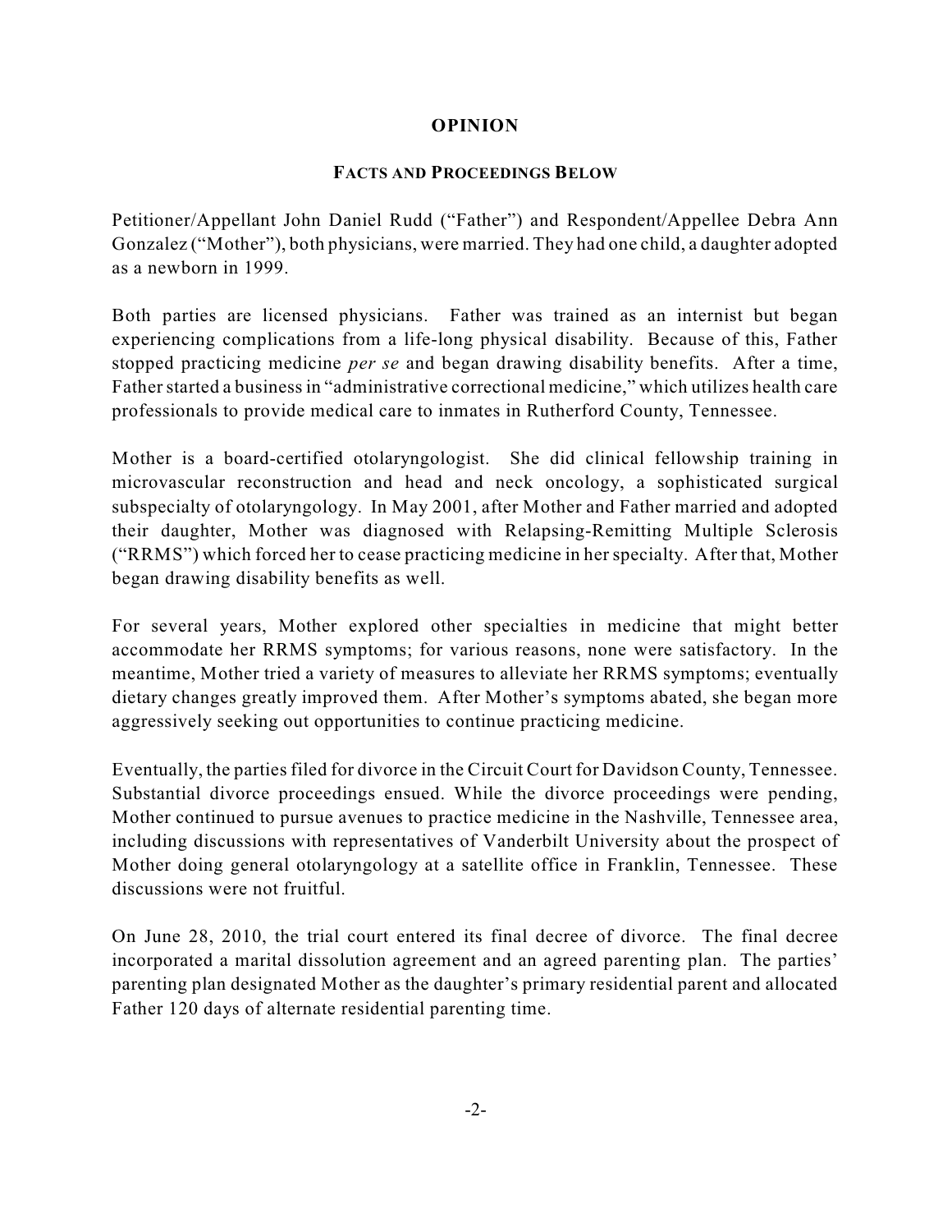## OPINION

### FACTS AND PROCEEDINGS BELOW

Petitioner/Appellant John Daniel Rudd ("Father") and Respondent/Appellee Debra Ann Gonzalez ("Mother"), both physicians, were married. They had one child, a daughter adopted as a newborn in 1999.

Both parties are licensed physicians. Father was trained as an internist but began experiencing complications from a life-long physical disability. Because of this, Father stopped practicing medicine *per se* and began drawing disability benefits. After a time, Father started a business in "administrative correctional medicine," which utilizes health care professionals to provide medical care to inmates in Rutherford County, Tennessee.

Mother is a board-certified otolaryngologist. She did clinical fellowship training in microvascular reconstruction and head and neck oncology, a sophisticated surgical subspecialty of otolaryngology. In May 2001, after Mother and Father married and adopted their daughter, Mother was diagnosed with Relapsing-Remitting Multiple Sclerosis ("RRMS") which forced her to cease practicing medicine in her specialty. After that, Mother began drawing disability benefits as well.

For several years, Mother explored other specialties in medicine that might better accommodate her RRMS symptoms; for various reasons, none were satisfactory. In the meantime, Mother tried a variety of measures to alleviate her RRMS symptoms; eventually dietary changes greatly improved them. After Mother's symptoms abated, she began more aggressively seeking out opportunities to continue practicing medicine.

Eventually, the parties filed for divorce in the Circuit Court for Davidson County, Tennessee. Substantial divorce proceedings ensued. While the divorce proceedings were pending, Mother continued to pursue avenues to practice medicine in the Nashville, Tennessee area, including discussions with representatives of Vanderbilt University about the prospect of Mother doing general otolaryngology at a satellite office in Franklin, Tennessee. These discussions were not fruitful.

On June 28, 2010, the trial court entered its final decree of divorce. The final decree incorporated a marital dissolution agreement and an agreed parenting plan. The parties' parenting plan designated Mother as the daughter's primary residential parent and allocated Father 120 days of alternate residential parenting time.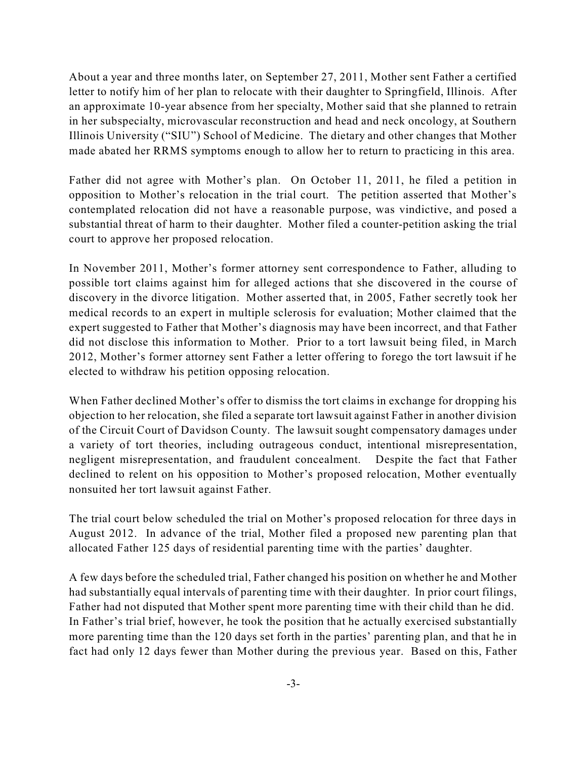About a year and three months later, on September 27, 2011, Mother sent Father a certified letter to notify him of her plan to relocate with their daughter to Springfield, Illinois. After an approximate 10-year absence from her specialty, Mother said that she planned to retrain in her subspecialty, microvascular reconstruction and head and neck oncology, at Southern Illinois University ("SIU") School of Medicine. The dietary and other changes that Mother made abated her RRMS symptoms enough to allow her to return to practicing in this area.

Father did not agree with Mother's plan. On October 11, 2011, he filed a petition in opposition to Mother's relocation in the trial court. The petition asserted that Mother's contemplated relocation did not have a reasonable purpose, was vindictive, and posed a substantial threat of harm to their daughter. Mother filed a counter-petition asking the trial court to approve her proposed relocation.

In November 2011, Mother's former attorney sent correspondence to Father, alluding to possible tort claims against him for alleged actions that she discovered in the course of discovery in the divorce litigation. Mother asserted that, in 2005, Father secretly took her medical records to an expert in multiple sclerosis for evaluation; Mother claimed that the expert suggested to Father that Mother's diagnosis may have been incorrect, and that Father did not disclose this information to Mother. Prior to a tort lawsuit being filed, in March 2012, Mother's former attorney sent Father a letter offering to forego the tort lawsuit if he elected to withdraw his petition opposing relocation.

When Father declined Mother's offer to dismiss the tort claims in exchange for dropping his objection to her relocation, she filed a separate tort lawsuit against Father in another division of the Circuit Court of Davidson County. The lawsuit sought compensatory damages under a variety of tort theories, including outrageous conduct, intentional misrepresentation, negligent misrepresentation, and fraudulent concealment. Despite the fact that Father declined to relent on his opposition to Mother's proposed relocation, Mother eventually nonsuited her tort lawsuit against Father.

The trial court below scheduled the trial on Mother's proposed relocation for three days in August 2012. In advance of the trial, Mother filed a proposed new parenting plan that allocated Father 125 days of residential parenting time with the parties' daughter.

A few days before the scheduled trial, Father changed his position on whether he and Mother had substantially equal intervals of parenting time with their daughter. In prior court filings, Father had not disputed that Mother spent more parenting time with their child than he did. In Father's trial brief, however, he took the position that he actually exercised substantially more parenting time than the 120 days set forth in the parties' parenting plan, and that he in fact had only 12 days fewer than Mother during the previous year. Based on this, Father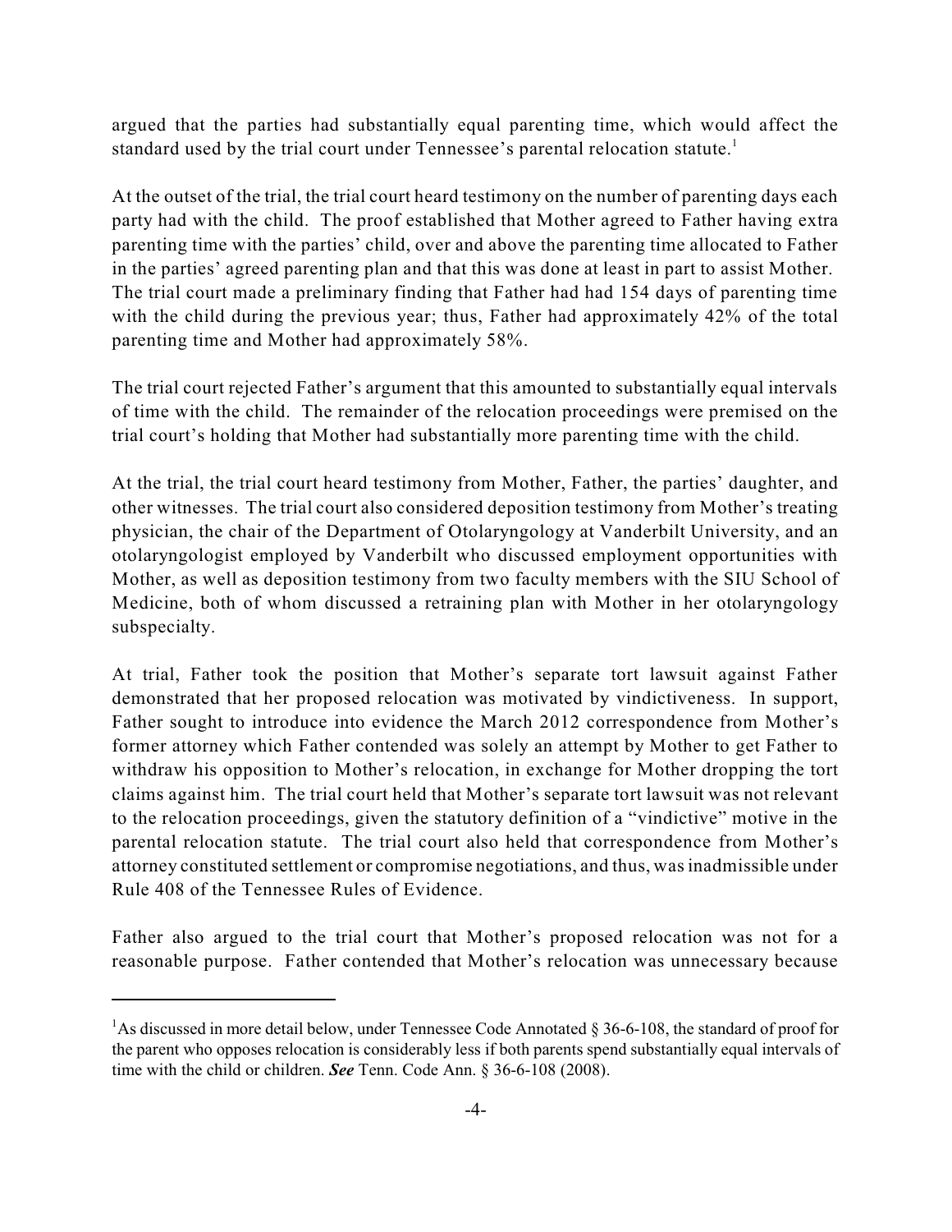argued that the parties had substantially equal parenting time, which would affect the standard used by the trial court under Tennessee's parental relocation statute.[1]

At the outset of the trial, the trial court heard testimony on the number of parenting days each party had with the child. The proof established that Mother agreed to Father having extra parenting time with the parties' child, over and above the parenting time allocated to Father in the parties' agreed parenting plan and that this was done at least in part to assist Mother. The trial court made a preliminary finding that Father had had 154 days of parenting time with the child during the previous year; thus, Father had approximately 42% of the total parenting time and Mother had approximately 58%.

The trial court rejected Father's argument that this amounted to substantially equal intervals of time with the child. The remainder of the relocation proceedings were premised on the trial court's holding that Mother had substantially more parenting time with the child.

At the trial, the trial court heard testimony from Mother, Father, the parties' daughter, and other witnesses. The trial court also considered deposition testimony from Mother's treating physician, the chair of the Department of Otolaryngology at Vanderbilt University, and an otolaryngologist employed by Vanderbilt who discussed employment opportunities with Mother, as well as deposition testimony from two faculty members with the SIU School of Medicine, both of whom discussed a retraining plan with Mother in her otolaryngology subspecialty.

At trial, Father took the position that Mother's separate tort lawsuit against Father demonstrated that her proposed relocation was motivated by vindictiveness. In support, Father sought to introduce into evidence the March 2012 correspondence from Mother's former attorney which Father contended was solely an attempt by Mother to get Father to withdraw his opposition to Mother's relocation, in exchange for Mother dropping the tort claims against him. The trial court held that Mother's separate tort lawsuit was not relevant to the relocation proceedings, given the statutory definition of a "vindictive" motive in the parental relocation statute. The trial court also held that correspondence from Mother's attorney constituted settlement or compromise negotiations, and thus, was inadmissible under Rule 408 of the Tennessee Rules of Evidence.

Father also argued to the trial court that Mother's proposed relocation was not for a reasonable purpose. Father contended that Mother's relocation was unnecessary because

---

[1]As discussed in more detail below, under Tennessee Code Annotated § 36-6-108, the standard of proof for the parent who opposes relocation is considerably less if both parents spend substantially equal intervals of time with the child or children. ***See*** Tenn. Code Ann. § 36-6-108 (2008).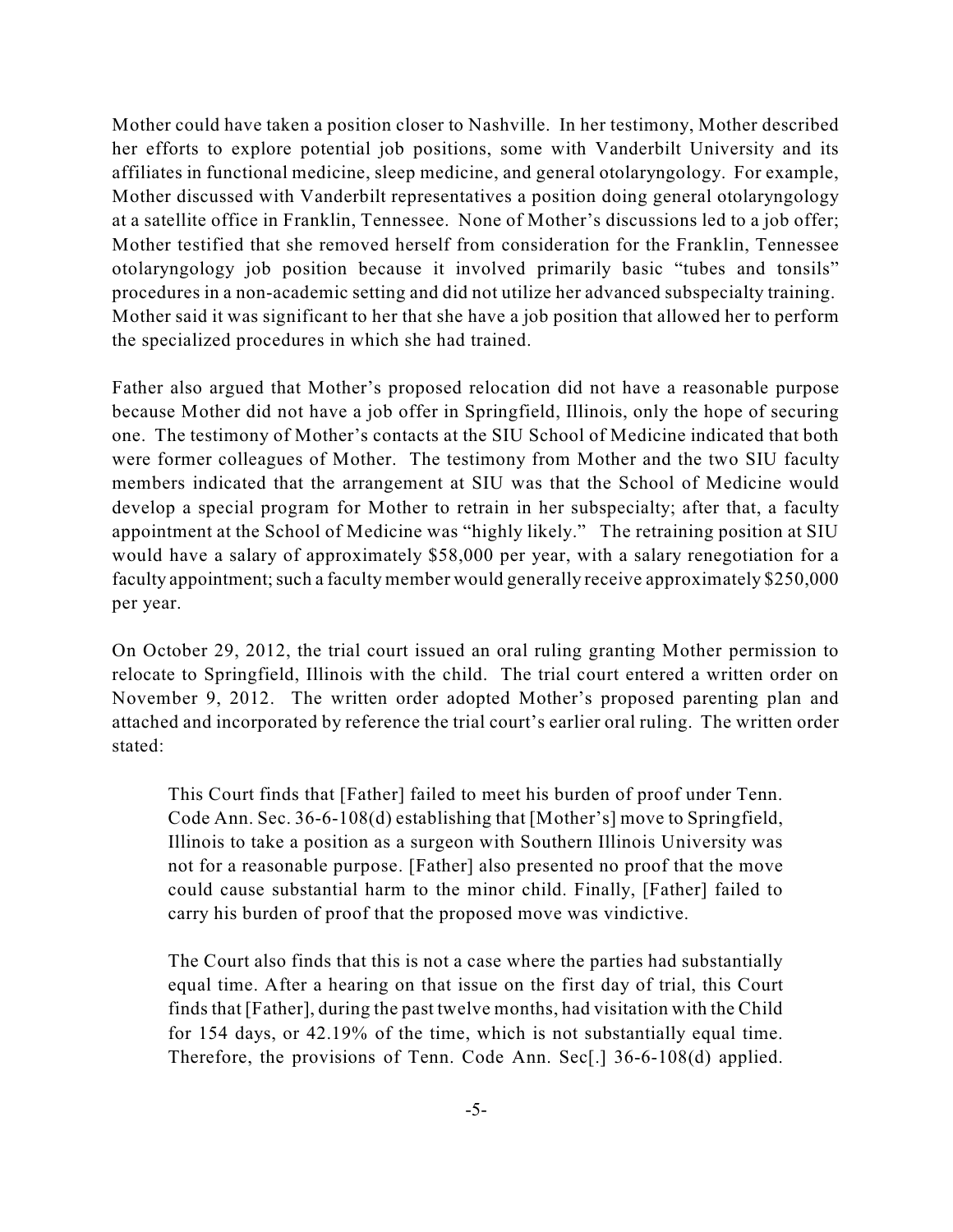Mother could have taken a position closer to Nashville. In her testimony, Mother described her efforts to explore potential job positions, some with Vanderbilt University and its affiliates in functional medicine, sleep medicine, and general otolaryngology. For example, Mother discussed with Vanderbilt representatives a position doing general otolaryngology at a satellite office in Franklin, Tennessee. None of Mother's discussions led to a job offer; Mother testified that she removed herself from consideration for the Franklin, Tennessee otolaryngology job position because it involved primarily basic "tubes and tonsils" procedures in a non-academic setting and did not utilize her advanced subspecialty training. Mother said it was significant to her that she have a job position that allowed her to perform the specialized procedures in which she had trained.

Father also argued that Mother's proposed relocation did not have a reasonable purpose because Mother did not have a job offer in Springfield, Illinois, only the hope of securing one. The testimony of Mother's contacts at the SIU School of Medicine indicated that both were former colleagues of Mother. The testimony from Mother and the two SIU faculty members indicated that the arrangement at SIU was that the School of Medicine would develop a special program for Mother to retrain in her subspecialty; after that, a faculty appointment at the School of Medicine was "highly likely." The retraining position at SIU would have a salary of approximately $58,000 per year, with a salary renegotiation for a faculty appointment; such a faculty member would generally receive approximately $250,000 per year.

On October 29, 2012, the trial court issued an oral ruling granting Mother permission to relocate to Springfield, Illinois with the child. The trial court entered a written order on November 9, 2012. The written order adopted Mother's proposed parenting plan and attached and incorporated by reference the trial court's earlier oral ruling. The written order stated:

> This Court finds that [Father] failed to meet his burden of proof under Tenn. Code Ann. Sec. 36-6-108(d) establishing that [Mother's] move to Springfield, Illinois to take a position as a surgeon with Southern Illinois University was not for a reasonable purpose. [Father] also presented no proof that the move could cause substantial harm to the minor child. Finally, [Father] failed to carry his burden of proof that the proposed move was vindictive.
>
> The Court also finds that this is not a case where the parties had substantially equal time. After a hearing on that issue on the first day of trial, this Court finds that [Father], during the past twelve months, had visitation with the Child for 154 days, or 42.19% of the time, which is not substantially equal time. Therefore, the provisions of Tenn. Code Ann. Sec[.] 36-6-108(d) applied.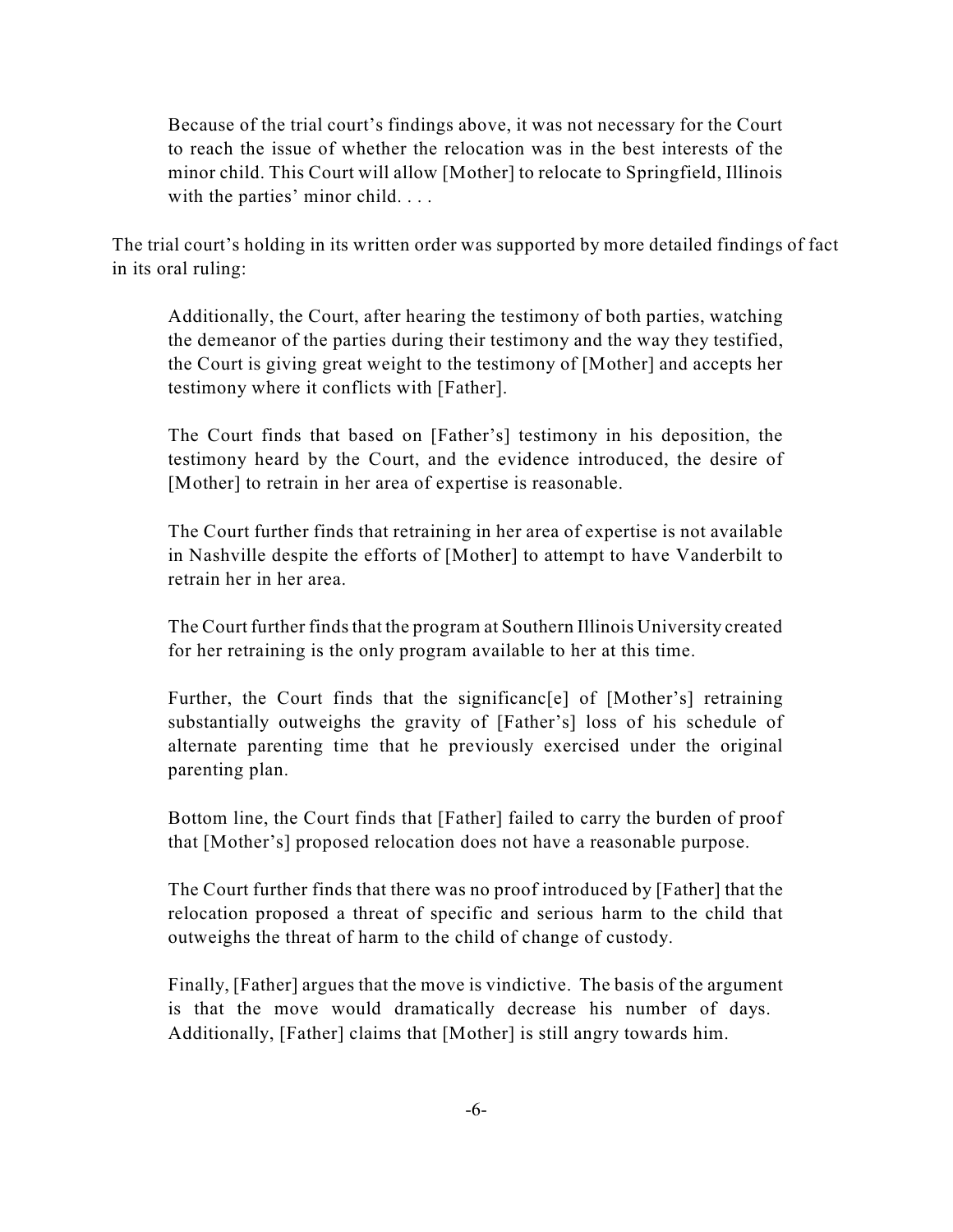> Because of the trial court's findings above, it was not necessary for the Court to reach the issue of whether the relocation was in the best interests of the minor child. This Court will allow [Mother] to relocate to Springfield, Illinois with the parties' minor child. . . .

The trial court's holding in its written order was supported by more detailed findings of fact in its oral ruling:

> Additionally, the Court, after hearing the testimony of both parties, watching the demeanor of the parties during their testimony and the way they testified, the Court is giving great weight to the testimony of [Mother] and accepts her testimony where it conflicts with [Father].
>
> The Court finds that based on [Father's] testimony in his deposition, the testimony heard by the Court, and the evidence introduced, the desire of [Mother] to retrain in her area of expertise is reasonable.
>
> The Court further finds that retraining in her area of expertise is not available in Nashville despite the efforts of [Mother] to attempt to have Vanderbilt to retrain her in her area.
>
> The Court further finds that the program at Southern Illinois University created for her retraining is the only program available to her at this time.
>
> Further, the Court finds that the significanc[e] of [Mother's] retraining substantially outweighs the gravity of [Father's] loss of his schedule of alternate parenting time that he previously exercised under the original parenting plan.
>
> Bottom line, the Court finds that [Father] failed to carry the burden of proof that [Mother's] proposed relocation does not have a reasonable purpose.
>
> The Court further finds that there was no proof introduced by [Father] that the relocation proposed a threat of specific and serious harm to the child that outweighs the threat of harm to the child of change of custody.
>
> Finally, [Father] argues that the move is vindictive. The basis of the argument is that the move would dramatically decrease his number of days. Additionally, [Father] claims that [Mother] is still angry towards him.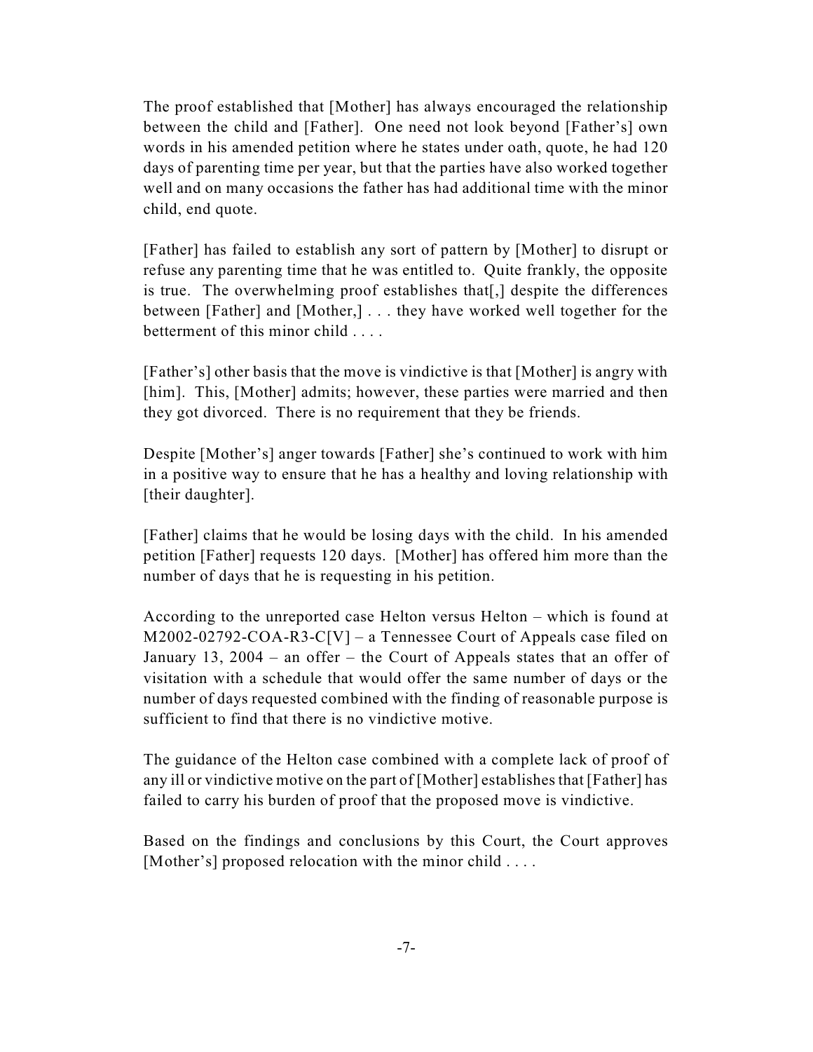The proof established that [Mother] has always encouraged the relationship between the child and [Father]. One need not look beyond [Father's] own words in his amended petition where he states under oath, quote, he had 120 days of parenting time per year, but that the parties have also worked together well and on many occasions the father has had additional time with the minor child, end quote.

[Father] has failed to establish any sort of pattern by [Mother] to disrupt or refuse any parenting time that he was entitled to. Quite frankly, the opposite is true. The overwhelming proof establishes that[,] despite the differences between [Father] and [Mother,] . . . they have worked well together for the betterment of this minor child . . . .

[Father's] other basis that the move is vindictive is that [Mother] is angry with [him]. This, [Mother] admits; however, these parties were married and then they got divorced. There is no requirement that they be friends.

Despite [Mother's] anger towards [Father] she's continued to work with him in a positive way to ensure that he has a healthy and loving relationship with [their daughter].

[Father] claims that he would be losing days with the child. In his amended petition [Father] requests 120 days. [Mother] has offered him more than the number of days that he is requesting in his petition.

According to the unreported case Helton versus Helton – which is found at M2002-02792-COA-R3-C[V] – a Tennessee Court of Appeals case filed on January 13, 2004 – an offer – the Court of Appeals states that an offer of visitation with a schedule that would offer the same number of days or the number of days requested combined with the finding of reasonable purpose is sufficient to find that there is no vindictive motive.

The guidance of the Helton case combined with a complete lack of proof of any ill or vindictive motive on the part of [Mother] establishes that [Father] has failed to carry his burden of proof that the proposed move is vindictive.

Based on the findings and conclusions by this Court, the Court approves [Mother's] proposed relocation with the minor child . . . .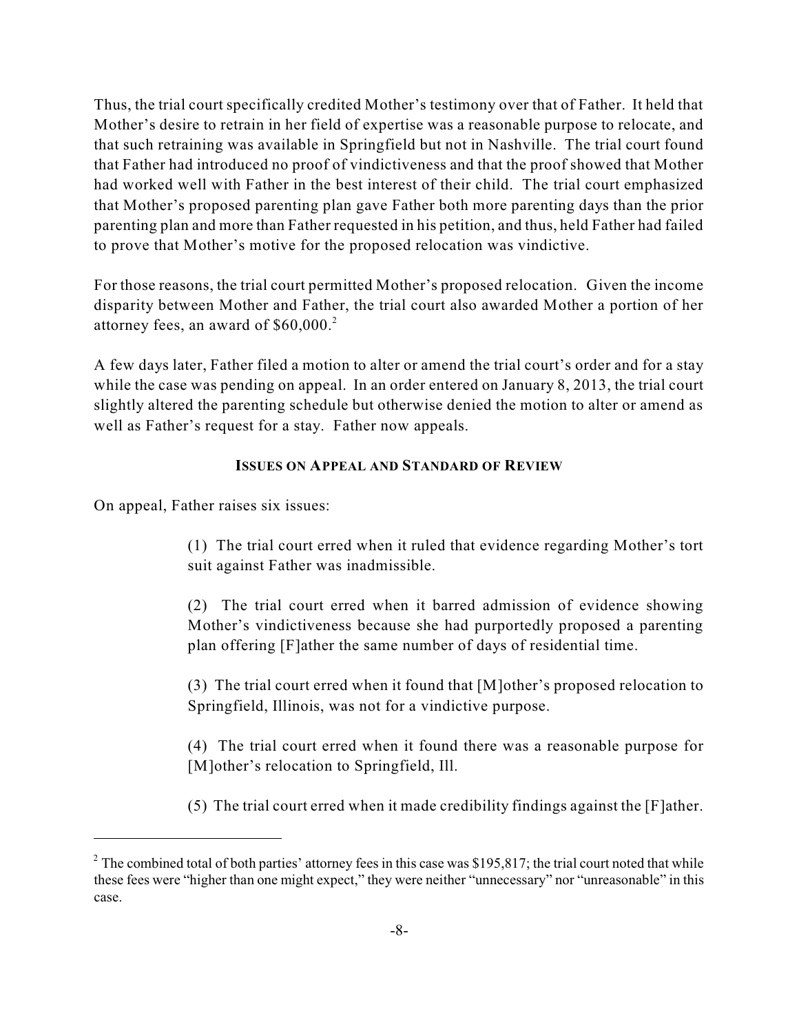Thus, the trial court specifically credited Mother's testimony over that of Father. It held that Mother's desire to retrain in her field of expertise was a reasonable purpose to relocate, and that such retraining was available in Springfield but not in Nashville. The trial court found that Father had introduced no proof of vindictiveness and that the proof showed that Mother had worked well with Father in the best interest of their child. The trial court emphasized that Mother's proposed parenting plan gave Father both more parenting days than the prior parenting plan and more than Father requested in his petition, and thus, held Father had failed to prove that Mother's motive for the proposed relocation was vindictive.

For those reasons, the trial court permitted Mother's proposed relocation. Given the income disparity between Mother and Father, the trial court also awarded Mother a portion of her attorney fees, an award of $60,000.[2]

A few days later, Father filed a motion to alter or amend the trial court's order and for a stay while the case was pending on appeal. In an order entered on January 8, 2013, the trial court slightly altered the parenting schedule but otherwise denied the motion to alter or amend as well as Father's request for a stay. Father now appeals.

## ISSUES ON APPEAL AND STANDARD OF REVIEW

On appeal, Father raises six issues:

> (1) The trial court erred when it ruled that evidence regarding Mother's tort suit against Father was inadmissible.
>
> (2) The trial court erred when it barred admission of evidence showing Mother's vindictiveness because she had purportedly proposed a parenting plan offering [F]ather the same number of days of residential time.
>
> (3) The trial court erred when it found that [M]other's proposed relocation to Springfield, Illinois, was not for a vindictive purpose.
>
> (4) The trial court erred when it found there was a reasonable purpose for [M]other's relocation to Springfield, Ill.
>
> (5) The trial court erred when it made credibility findings against the [F]ather.

[2] The combined total of both parties' attorney fees in this case was $195,817; the trial court noted that while these fees were "higher than one might expect," they were neither "unnecessary" nor "unreasonable" in this case.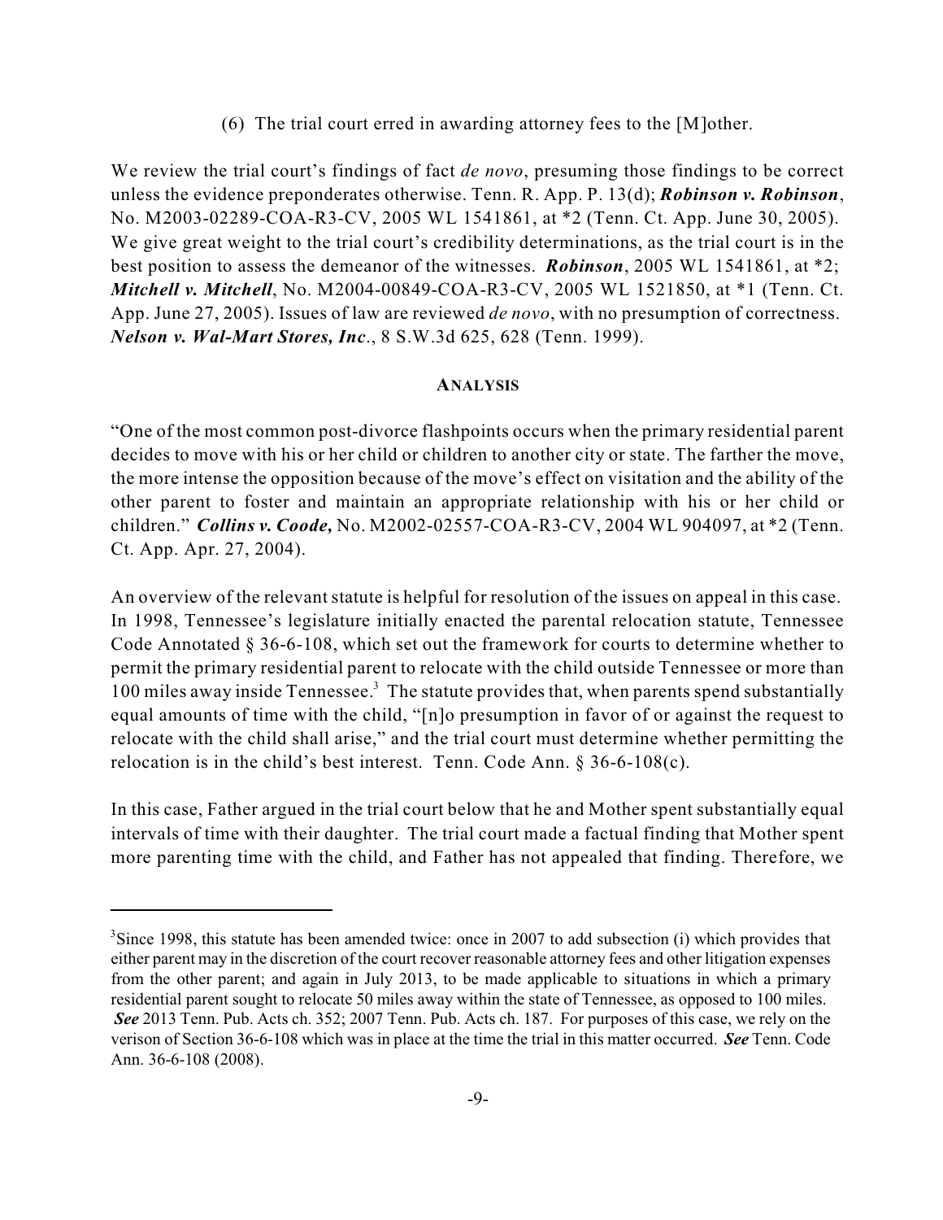(6) The trial court erred in awarding attorney fees to the [M]other.

We review the trial court's findings of fact *de novo*, presuming those findings to be correct unless the evidence preponderates otherwise. Tenn. R. App. P. 13(d); ***Robinson v. Robinson***, No. M2003-02289-COA-R3-CV, 2005 WL 1541861, at *2 (Tenn. Ct. App. June 30, 2005). We give great weight to the trial court's credibility determinations, as the trial court is in the best position to assess the demeanor of the witnesses. ***Robinson***, 2005 WL 1541861, at *2; ***Mitchell v. Mitchell***, No. M2004-00849-COA-R3-CV, 2005 WL 1521850, at *1 (Tenn. Ct. App. June 27, 2005). Issues of law are reviewed *de novo*, with no presumption of correctness. ***Nelson v. Wal-Mart Stores, Inc***., 8 S.W.3d 625, 628 (Tenn. 1999).

## ANALYSIS

"One of the most common post-divorce flashpoints occurs when the primary residential parent decides to move with his or her child or children to another city or state. The farther the move, the more intense the opposition because of the move's effect on visitation and the ability of the other parent to foster and maintain an appropriate relationship with his or her child or children." ***Collins v. Coode,*** No. M2002-02557-COA-R3-CV, 2004 WL 904097, at *2 (Tenn. Ct. App. Apr. 27, 2004).

An overview of the relevant statute is helpful for resolution of the issues on appeal in this case. In 1998, Tennessee's legislature initially enacted the parental relocation statute, Tennessee Code Annotated § 36-6-108, which set out the framework for courts to determine whether to permit the primary residential parent to relocate with the child outside Tennessee or more than 100 miles away inside Tennessee.[3] The statute provides that, when parents spend substantially equal amounts of time with the child, "[n]o presumption in favor of or against the request to relocate with the child shall arise," and the trial court must determine whether permitting the relocation is in the child's best interest. Tenn. Code Ann. § 36-6-108(c).

In this case, Father argued in the trial court below that he and Mother spent substantially equal intervals of time with their daughter. The trial court made a factual finding that Mother spent more parenting time with the child, and Father has not appealed that finding. Therefore, we

---

[3]Since 1998, this statute has been amended twice: once in 2007 to add subsection (i) which provides that either parent may in the discretion of the court recover reasonable attorney fees and other litigation expenses from the other parent; and again in July 2013, to be made applicable to situations in which a primary residential parent sought to relocate 50 miles away within the state of Tennessee, as opposed to 100 miles. ***See*** 2013 Tenn. Pub. Acts ch. 352; 2007 Tenn. Pub. Acts ch. 187. For purposes of this case, we rely on the verison of Section 36-6-108 which was in place at the time the trial in this matter occurred. ***See*** Tenn. Code Ann. 36-6-108 (2008).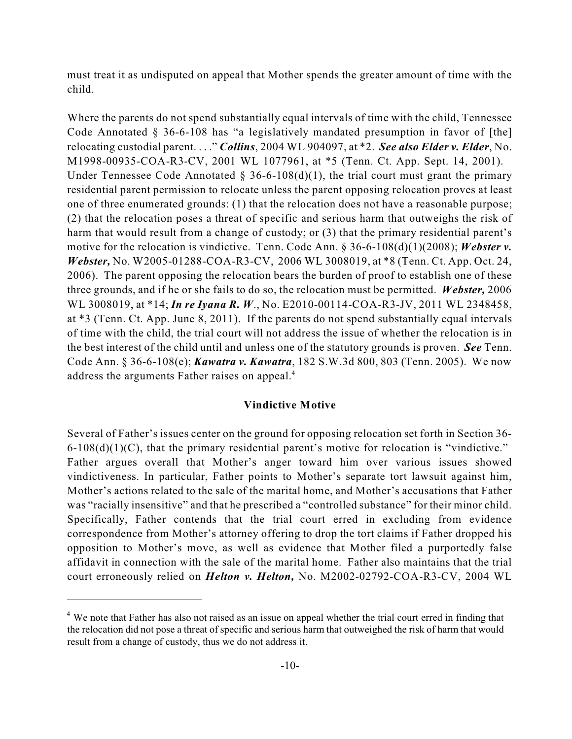must treat it as undisputed on appeal that Mother spends the greater amount of time with the child.

Where the parents do not spend substantially equal intervals of time with the child, Tennessee Code Annotated § 36-6-108 has "a legislatively mandated presumption in favor of [the] relocating custodial parent. . . ." ***Collins***, 2004 WL 904097, at *2. ***See also Elder v. Elder***, No. M1998-00935-COA-R3-CV, 2001 WL 1077961, at *5 (Tenn. Ct. App. Sept. 14, 2001). Under Tennessee Code Annotated § 36-6-108(d)(1), the trial court must grant the primary residential parent permission to relocate unless the parent opposing relocation proves at least one of three enumerated grounds: (1) that the relocation does not have a reasonable purpose; (2) that the relocation poses a threat of specific and serious harm that outweighs the risk of harm that would result from a change of custody; or (3) that the primary residential parent's motive for the relocation is vindictive. Tenn. Code Ann. § 36-6-108(d)(1)(2008); ***Webster v. Webster,*** No. W2005-01288-COA-R3-CV, 2006 WL 3008019, at *8 (Tenn. Ct. App. Oct. 24, 2006). The parent opposing the relocation bears the burden of proof to establish one of these three grounds, and if he or she fails to do so, the relocation must be permitted. ***Webster,*** 2006 WL 3008019, at *14; ***In re Iyana R. W***., No. E2010-00114-COA-R3-JV, 2011 WL 2348458, at *3 (Tenn. Ct. App. June 8, 2011). If the parents do not spend substantially equal intervals of time with the child, the trial court will not address the issue of whether the relocation is in the best interest of the child until and unless one of the statutory grounds is proven. ***See*** Tenn. Code Ann. § 36-6-108(e); ***Kawatra v. Kawatra***, 182 S.W.3d 800, 803 (Tenn. 2005). We now address the arguments Father raises on appeal.[4]

**Vindictive Motive**

Several of Father's issues center on the ground for opposing relocation set forth in Section 36-6-108(d)(1)(C), that the primary residential parent's motive for relocation is "vindictive." Father argues overall that Mother's anger toward him over various issues showed vindictiveness. In particular, Father points to Mother's separate tort lawsuit against him, Mother's actions related to the sale of the marital home, and Mother's accusations that Father was "racially insensitive" and that he prescribed a "controlled substance" for their minor child. Specifically, Father contends that the trial court erred in excluding from evidence correspondence from Mother's attorney offering to drop the tort claims if Father dropped his opposition to Mother's move, as well as evidence that Mother filed a purportedly false affidavit in connection with the sale of the marital home. Father also maintains that the trial court erroneously relied on ***Helton v. Helton,*** No. M2002-02792-COA-R3-CV, 2004 WL

---

[4] We note that Father has also not raised as an issue on appeal whether the trial court erred in finding that the relocation did not pose a threat of specific and serious harm that outweighed the risk of harm that would result from a change of custody, thus we do not address it.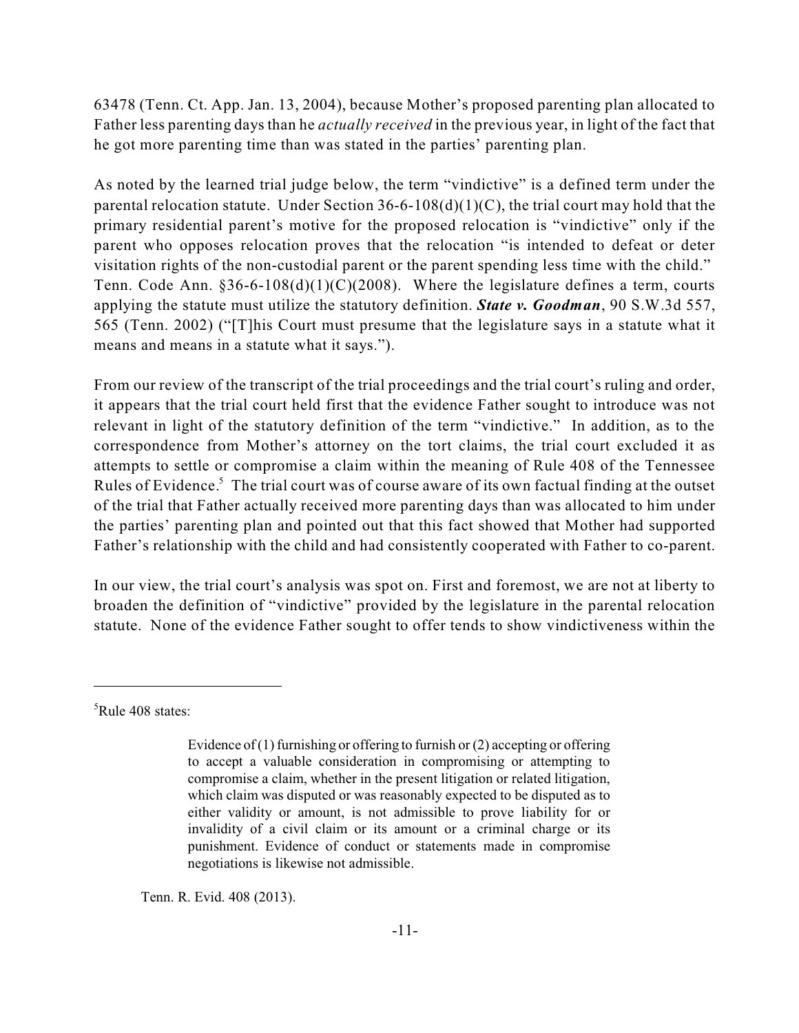63478 (Tenn. Ct. App. Jan. 13, 2004), because Mother's proposed parenting plan allocated to Father less parenting days than he *actually received* in the previous year, in light of the fact that he got more parenting time than was stated in the parties' parenting plan.

As noted by the learned trial judge below, the term "vindictive" is a defined term under the parental relocation statute. Under Section 36-6-108(d)(1)(C), the trial court may hold that the primary residential parent's motive for the proposed relocation is "vindictive" only if the parent who opposes relocation proves that the relocation "is intended to defeat or deter visitation rights of the non-custodial parent or the parent spending less time with the child." Tenn. Code Ann. §36-6-108(d)(1)(C)(2008). Where the legislature defines a term, courts applying the statute must utilize the statutory definition. ***State v. Goodman***, 90 S.W.3d 557, 565 (Tenn. 2002) ("[T]his Court must presume that the legislature says in a statute what it means and means in a statute what it says.").

From our review of the transcript of the trial proceedings and the trial court's ruling and order, it appears that the trial court held first that the evidence Father sought to introduce was not relevant in light of the statutory definition of the term "vindictive." In addition, as to the correspondence from Mother's attorney on the tort claims, the trial court excluded it as attempts to settle or compromise a claim within the meaning of Rule 408 of the Tennessee Rules of Evidence.[5] The trial court was of course aware of its own factual finding at the outset of the trial that Father actually received more parenting days than was allocated to him under the parties' parenting plan and pointed out that this fact showed that Mother had supported Father's relationship with the child and had consistently cooperated with Father to co-parent.

In our view, the trial court's analysis was spot on. First and foremost, we are not at liberty to broaden the definition of "vindictive" provided by the legislature in the parental relocation statute. None of the evidence Father sought to offer tends to show vindictiveness within the

---

[5] Rule 408 states:

> Evidence of (1) furnishing or offering to furnish or (2) accepting or offering to accept a valuable consideration in compromising or attempting to compromise a claim, whether in the present litigation or related litigation, which claim was disputed or was reasonably expected to be disputed as to either validity or amount, is not admissible to prove liability for or invalidity of a civil claim or its amount or a criminal charge or its punishment. Evidence of conduct or statements made in compromise negotiations is likewise not admissible.

Tenn. R. Evid. 408 (2013).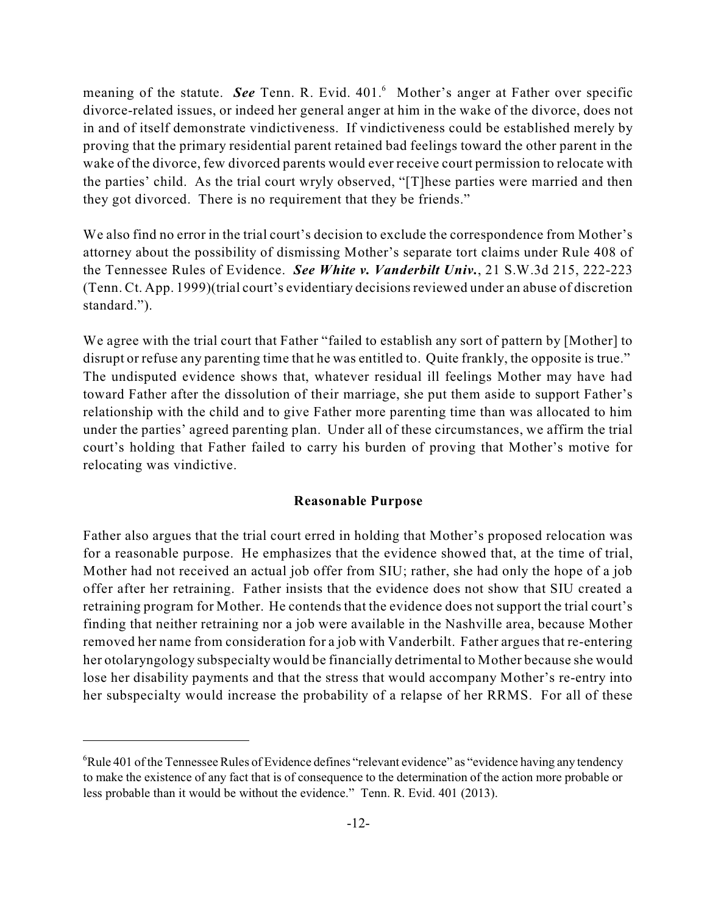meaning of the statute. ***See*** Tenn. R. Evid. 401.[6] Mother's anger at Father over specific divorce-related issues, or indeed her general anger at him in the wake of the divorce, does not in and of itself demonstrate vindictiveness. If vindictiveness could be established merely by proving that the primary residential parent retained bad feelings toward the other parent in the wake of the divorce, few divorced parents would ever receive court permission to relocate with the parties' child. As the trial court wryly observed, "[T]hese parties were married and then they got divorced. There is no requirement that they be friends."

We also find no error in the trial court's decision to exclude the correspondence from Mother's attorney about the possibility of dismissing Mother's separate tort claims under Rule 408 of the Tennessee Rules of Evidence. ***See White v. Vanderbilt Univ.***, 21 S.W.3d 215, 222-223 (Tenn. Ct. App. 1999)(trial court's evidentiary decisions reviewed under an abuse of discretion standard.").

We agree with the trial court that Father "failed to establish any sort of pattern by [Mother] to disrupt or refuse any parenting time that he was entitled to. Quite frankly, the opposite is true." The undisputed evidence shows that, whatever residual ill feelings Mother may have had toward Father after the dissolution of their marriage, she put them aside to support Father's relationship with the child and to give Father more parenting time than was allocated to him under the parties' agreed parenting plan. Under all of these circumstances, we affirm the trial court's holding that Father failed to carry his burden of proving that Mother's motive for relocating was vindictive.

**Reasonable Purpose**

Father also argues that the trial court erred in holding that Mother's proposed relocation was for a reasonable purpose. He emphasizes that the evidence showed that, at the time of trial, Mother had not received an actual job offer from SIU; rather, she had only the hope of a job offer after her retraining. Father insists that the evidence does not show that SIU created a retraining program for Mother. He contends that the evidence does not support the trial court's finding that neither retraining nor a job were available in the Nashville area, because Mother removed her name from consideration for a job with Vanderbilt. Father argues that re-entering her otolaryngology subspecialty would be financially detrimental to Mother because she would lose her disability payments and that the stress that would accompany Mother's re-entry into her subspecialty would increase the probability of a relapse of her RRMS. For all of these

---

[6] Rule 401 of the Tennessee Rules of Evidence defines "relevant evidence" as "evidence having any tendency to make the existence of any fact that is of consequence to the determination of the action more probable or less probable than it would be without the evidence." Tenn. R. Evid. 401 (2013).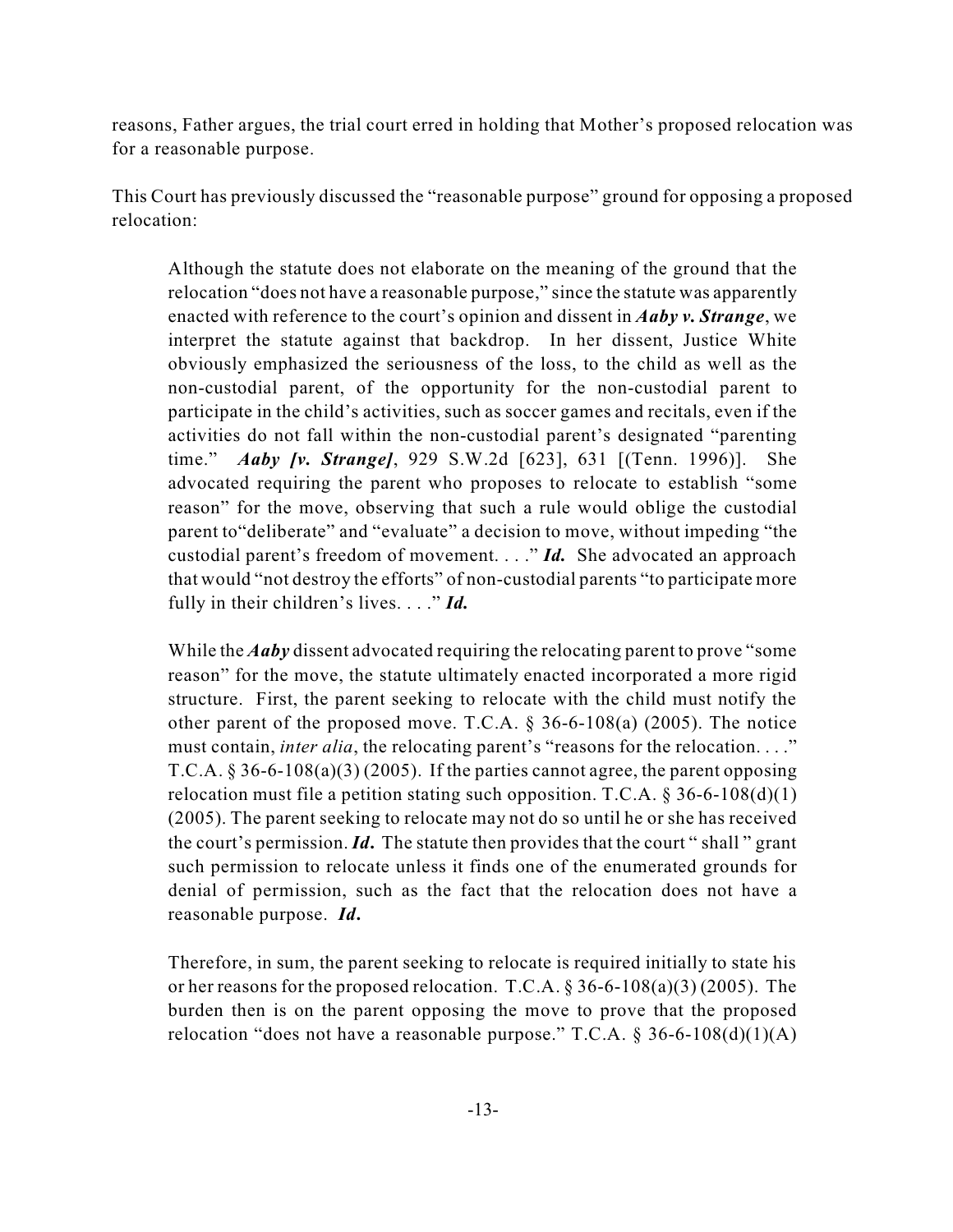reasons, Father argues, the trial court erred in holding that Mother's proposed relocation was for a reasonable purpose.

This Court has previously discussed the "reasonable purpose" ground for opposing a proposed relocation:

> Although the statute does not elaborate on the meaning of the ground that the relocation "does not have a reasonable purpose," since the statute was apparently enacted with reference to the court's opinion and dissent in ***Aaby v. Strange***, we interpret the statute against that backdrop. In her dissent, Justice White obviously emphasized the seriousness of the loss, to the child as well as the non-custodial parent, of the opportunity for the non-custodial parent to participate in the child's activities, such as soccer games and recitals, even if the activities do not fall within the non-custodial parent's designated "parenting time." ***Aaby [v. Strange]***, 929 S.W.2d [623], 631 [(Tenn. 1996)]. She advocated requiring the parent who proposes to relocate to establish "some reason" for the move, observing that such a rule would oblige the custodial parent to"deliberate" and "evaluate" a decision to move, without impeding "the custodial parent's freedom of movement. . . ." ***Id.*** She advocated an approach that would "not destroy the efforts" of non-custodial parents "to participate more fully in their children's lives. . . ." ***Id.***
>
> While the ***Aaby*** dissent advocated requiring the relocating parent to prove "some reason" for the move, the statute ultimately enacted incorporated a more rigid structure. First, the parent seeking to relocate with the child must notify the other parent of the proposed move. T.C.A. § 36-6-108(a) (2005). The notice must contain, *inter alia*, the relocating parent's "reasons for the relocation. . . ." T.C.A. § 36-6-108(a)(3) (2005). If the parties cannot agree, the parent opposing relocation must file a petition stating such opposition. T.C.A. § 36-6-108(d)(1) (2005). The parent seeking to relocate may not do so until he or she has received the court's permission. ***Id***. The statute then provides that the court " shall " grant such permission to relocate unless it finds one of the enumerated grounds for denial of permission, such as the fact that the relocation does not have a reasonable purpose. ***Id***.
>
> Therefore, in sum, the parent seeking to relocate is required initially to state his or her reasons for the proposed relocation. T.C.A. § 36-6-108(a)(3) (2005). The burden then is on the parent opposing the move to prove that the proposed relocation "does not have a reasonable purpose." T.C.A. § 36-6-108(d)(1)(A)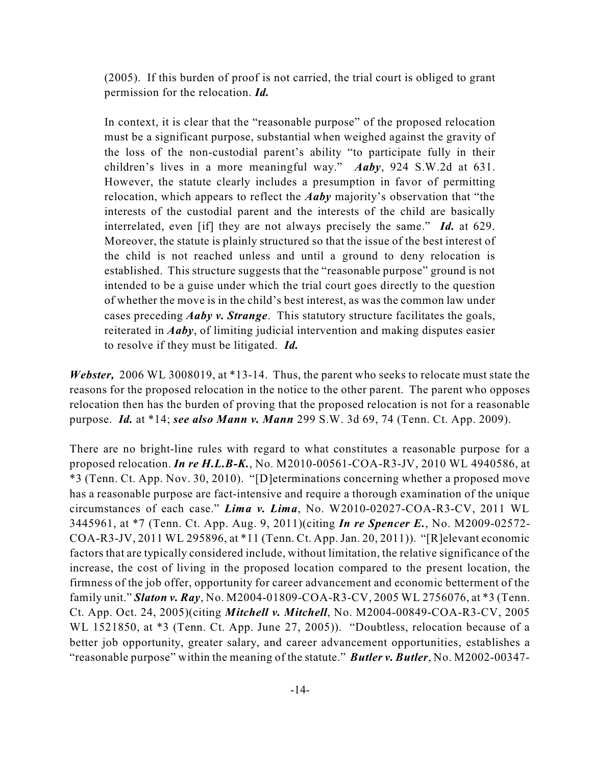> (2005). If this burden of proof is not carried, the trial court is obliged to grant permission for the relocation. ***Id.***
>
> In context, it is clear that the "reasonable purpose" of the proposed relocation must be a significant purpose, substantial when weighed against the gravity of the loss of the non-custodial parent's ability "to participate fully in their children's lives in a more meaningful way." ***Aaby***, 924 S.W.2d at 631. However, the statute clearly includes a presumption in favor of permitting relocation, which appears to reflect the ***Aaby*** majority's observation that "the interests of the custodial parent and the interests of the child are basically interrelated, even [if] they are not always precisely the same." ***Id.*** at 629. Moreover, the statute is plainly structured so that the issue of the best interest of the child is not reached unless and until a ground to deny relocation is established. This structure suggests that the "reasonable purpose" ground is not intended to be a guise under which the trial court goes directly to the question of whether the move is in the child's best interest, as was the common law under cases preceding ***Aaby v. Strange***. This statutory structure facilitates the goals, reiterated in ***Aaby***, of limiting judicial intervention and making disputes easier to resolve if they must be litigated. ***Id.***

***Webster,*** 2006 WL 3008019, at *13-14. Thus, the parent who seeks to relocate must state the reasons for the proposed relocation in the notice to the other parent. The parent who opposes relocation then has the burden of proving that the proposed relocation is not for a reasonable purpose. ***Id.*** at *14; ***see also Mann v. Mann*** 299 S.W. 3d 69, 74 (Tenn. Ct. App. 2009).

There are no bright-line rules with regard to what constitutes a reasonable purpose for a proposed relocation. ***In re H.L.B-K.***, No. M2010-00561-COA-R3-JV, 2010 WL 4940586, at *3 (Tenn. Ct. App. Nov. 30, 2010). "[D]eterminations concerning whether a proposed move has a reasonable purpose are fact-intensive and require a thorough examination of the unique circumstances of each case." ***Lima v. Lima***, No. W2010-02027-COA-R3-CV, 2011 WL 3445961, at *7 (Tenn. Ct. App. Aug. 9, 2011)(citing ***In re Spencer E.***, No. M2009-02572-COA-R3-JV, 2011 WL 295896, at *11 (Tenn. Ct. App. Jan. 20, 2011)). "[R]elevant economic factors that are typically considered include, without limitation, the relative significance of the increase, the cost of living in the proposed location compared to the present location, the firmness of the job offer, opportunity for career advancement and economic betterment of the family unit." ***Slaton v. Ray***, No. M2004-01809-COA-R3-CV, 2005 WL 2756076, at *3 (Tenn. Ct. App. Oct. 24, 2005)(citing ***Mitchell v. Mitchell***, No. M2004-00849-COA-R3-CV, 2005 WL 1521850, at *3 (Tenn. Ct. App. June 27, 2005)). "Doubtless, relocation because of a better job opportunity, greater salary, and career advancement opportunities, establishes a "reasonable purpose" within the meaning of the statute." ***Butler v. Butler***, No. M2002-00347-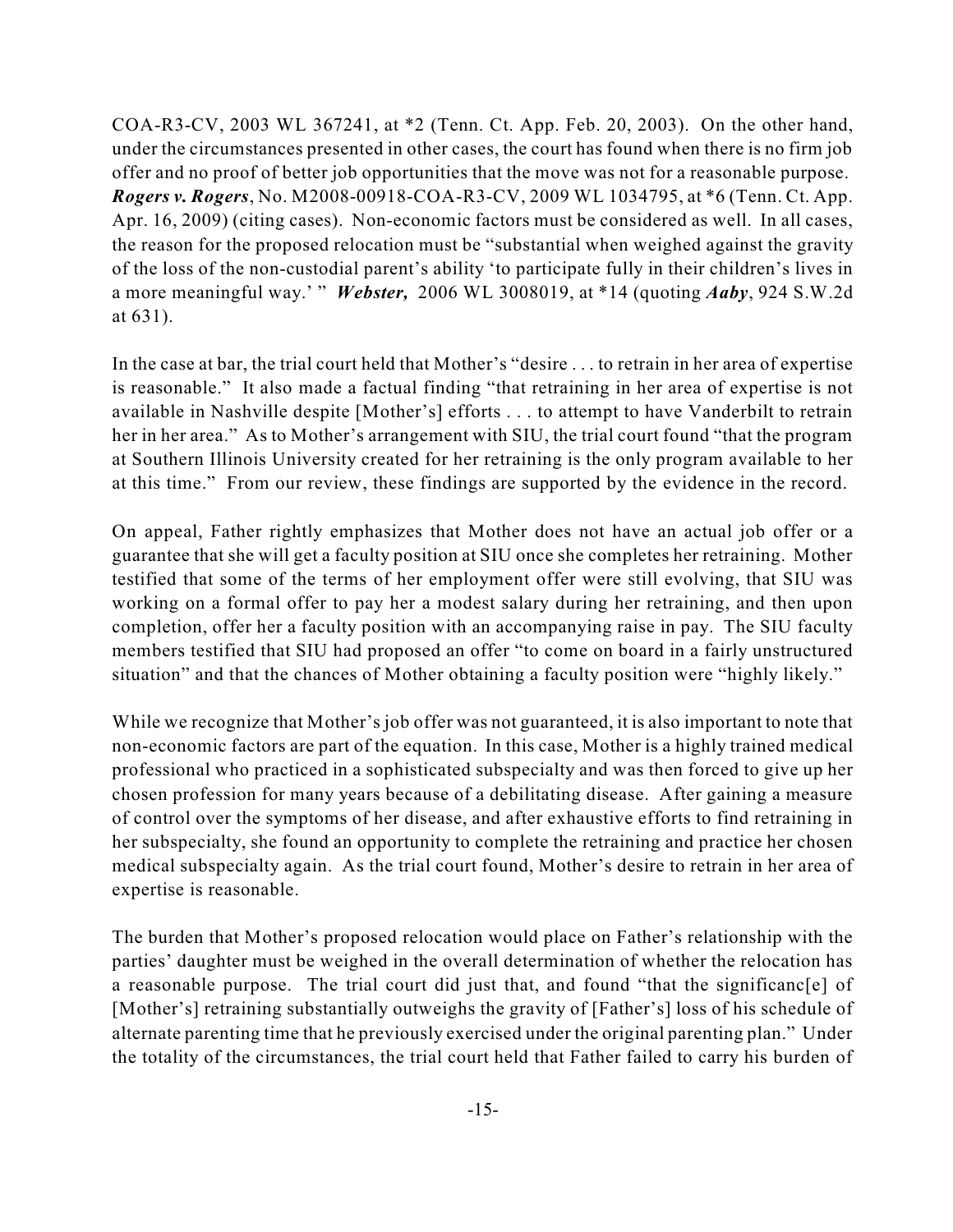COA-R3-CV, 2003 WL 367241, at *2 (Tenn. Ct. App. Feb. 20, 2003). On the other hand, under the circumstances presented in other cases, the court has found when there is no firm job offer and no proof of better job opportunities that the move was not for a reasonable purpose. ***Rogers v. Rogers***, No. M2008-00918-COA-R3-CV, 2009 WL 1034795, at *6 (Tenn. Ct. App. Apr. 16, 2009) (citing cases). Non-economic factors must be considered as well. In all cases, the reason for the proposed relocation must be "substantial when weighed against the gravity of the loss of the non-custodial parent's ability 'to participate fully in their children's lives in a more meaningful way.' " ***Webster,*** 2006 WL 3008019, at *14 (quoting ***Aaby***, 924 S.W.2d at 631).

In the case at bar, the trial court held that Mother's "desire . . . to retrain in her area of expertise is reasonable." It also made a factual finding "that retraining in her area of expertise is not available in Nashville despite [Mother's] efforts . . . to attempt to have Vanderbilt to retrain her in her area." As to Mother's arrangement with SIU, the trial court found "that the program at Southern Illinois University created for her retraining is the only program available to her at this time." From our review, these findings are supported by the evidence in the record.

On appeal, Father rightly emphasizes that Mother does not have an actual job offer or a guarantee that she will get a faculty position at SIU once she completes her retraining. Mother testified that some of the terms of her employment offer were still evolving, that SIU was working on a formal offer to pay her a modest salary during her retraining, and then upon completion, offer her a faculty position with an accompanying raise in pay. The SIU faculty members testified that SIU had proposed an offer "to come on board in a fairly unstructured situation" and that the chances of Mother obtaining a faculty position were "highly likely."

While we recognize that Mother's job offer was not guaranteed, it is also important to note that non-economic factors are part of the equation. In this case, Mother is a highly trained medical professional who practiced in a sophisticated subspecialty and was then forced to give up her chosen profession for many years because of a debilitating disease. After gaining a measure of control over the symptoms of her disease, and after exhaustive efforts to find retraining in her subspecialty, she found an opportunity to complete the retraining and practice her chosen medical subspecialty again. As the trial court found, Mother's desire to retrain in her area of expertise is reasonable.

The burden that Mother's proposed relocation would place on Father's relationship with the parties' daughter must be weighed in the overall determination of whether the relocation has a reasonable purpose. The trial court did just that, and found "that the significanc[e] of [Mother's] retraining substantially outweighs the gravity of [Father's] loss of his schedule of alternate parenting time that he previously exercised under the original parenting plan." Under the totality of the circumstances, the trial court held that Father failed to carry his burden of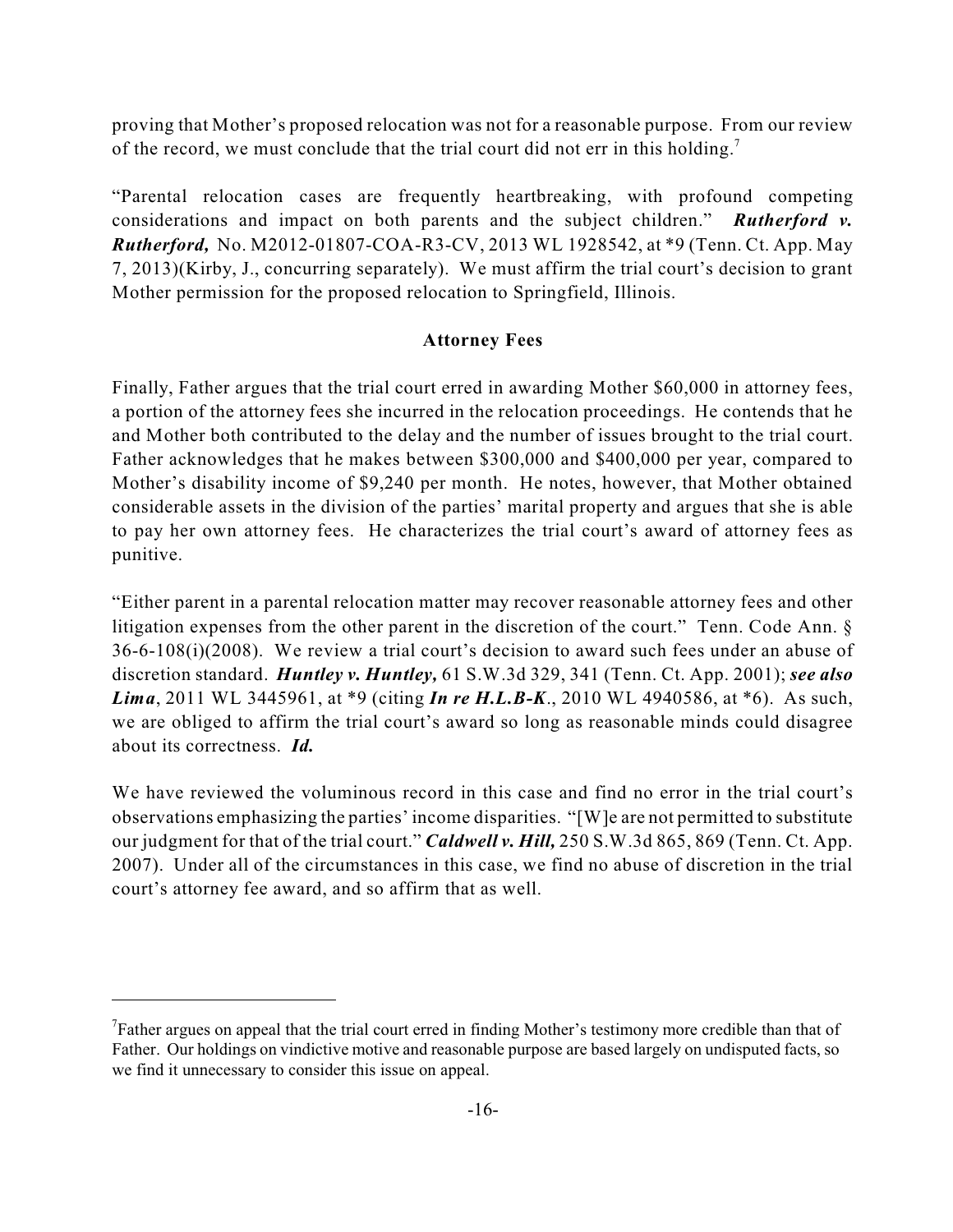proving that Mother's proposed relocation was not for a reasonable purpose. From our review of the record, we must conclude that the trial court did not err in this holding.[7]

"Parental relocation cases are frequently heartbreaking, with profound competing considerations and impact on both parents and the subject children." ***Rutherford v. Rutherford,*** No. M2012-01807-COA-R3-CV, 2013 WL 1928542, at *9 (Tenn. Ct. App. May 7, 2013)(Kirby, J., concurring separately). We must affirm the trial court's decision to grant Mother permission for the proposed relocation to Springfield, Illinois.

**Attorney Fees**

Finally, Father argues that the trial court erred in awarding Mother $60,000 in attorney fees, a portion of the attorney fees she incurred in the relocation proceedings. He contends that he and Mother both contributed to the delay and the number of issues brought to the trial court. Father acknowledges that he makes between $300,000 and $400,000 per year, compared to Mother's disability income of $9,240 per month. He notes, however, that Mother obtained considerable assets in the division of the parties' marital property and argues that she is able to pay her own attorney fees. He characterizes the trial court's award of attorney fees as punitive.

"Either parent in a parental relocation matter may recover reasonable attorney fees and other litigation expenses from the other parent in the discretion of the court." Tenn. Code Ann. § 36-6-108(i)(2008). We review a trial court's decision to award such fees under an abuse of discretion standard. ***Huntley v. Huntley,*** 61 S.W.3d 329, 341 (Tenn. Ct. App. 2001); ***see also Lima***, 2011 WL 3445961, at *9 (citing ***In re H.L.B-K***., 2010 WL 4940586, at *6). As such, we are obliged to affirm the trial court's award so long as reasonable minds could disagree about its correctness. ***Id.***

We have reviewed the voluminous record in this case and find no error in the trial court's observations emphasizing the parties' income disparities. "[W]e are not permitted to substitute our judgment for that of the trial court." ***Caldwell v. Hill,*** 250 S.W.3d 865, 869 (Tenn. Ct. App. 2007). Under all of the circumstances in this case, we find no abuse of discretion in the trial court's attorney fee award, and so affirm that as well.

---

[7]Father argues on appeal that the trial court erred in finding Mother's testimony more credible than that of Father. Our holdings on vindictive motive and reasonable purpose are based largely on undisputed facts, so we find it unnecessary to consider this issue on appeal.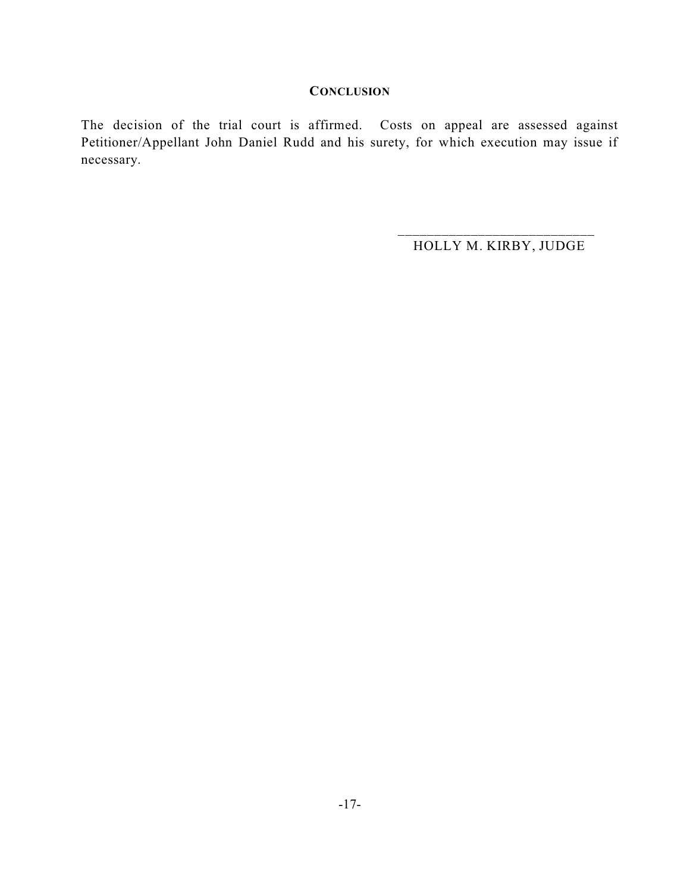## CONCLUSION

The decision of the trial court is affirmed. Costs on appeal are assessed against Petitioner/Appellant John Daniel Rudd and his surety, for which execution may issue if necessary.

\_\_\_\_\_\_\_\_\_\_\_\_\_\_\_\_\_\_\_\_\_\_\_\_\_\_\_\_

HOLLY M. KIRBY, JUDGE